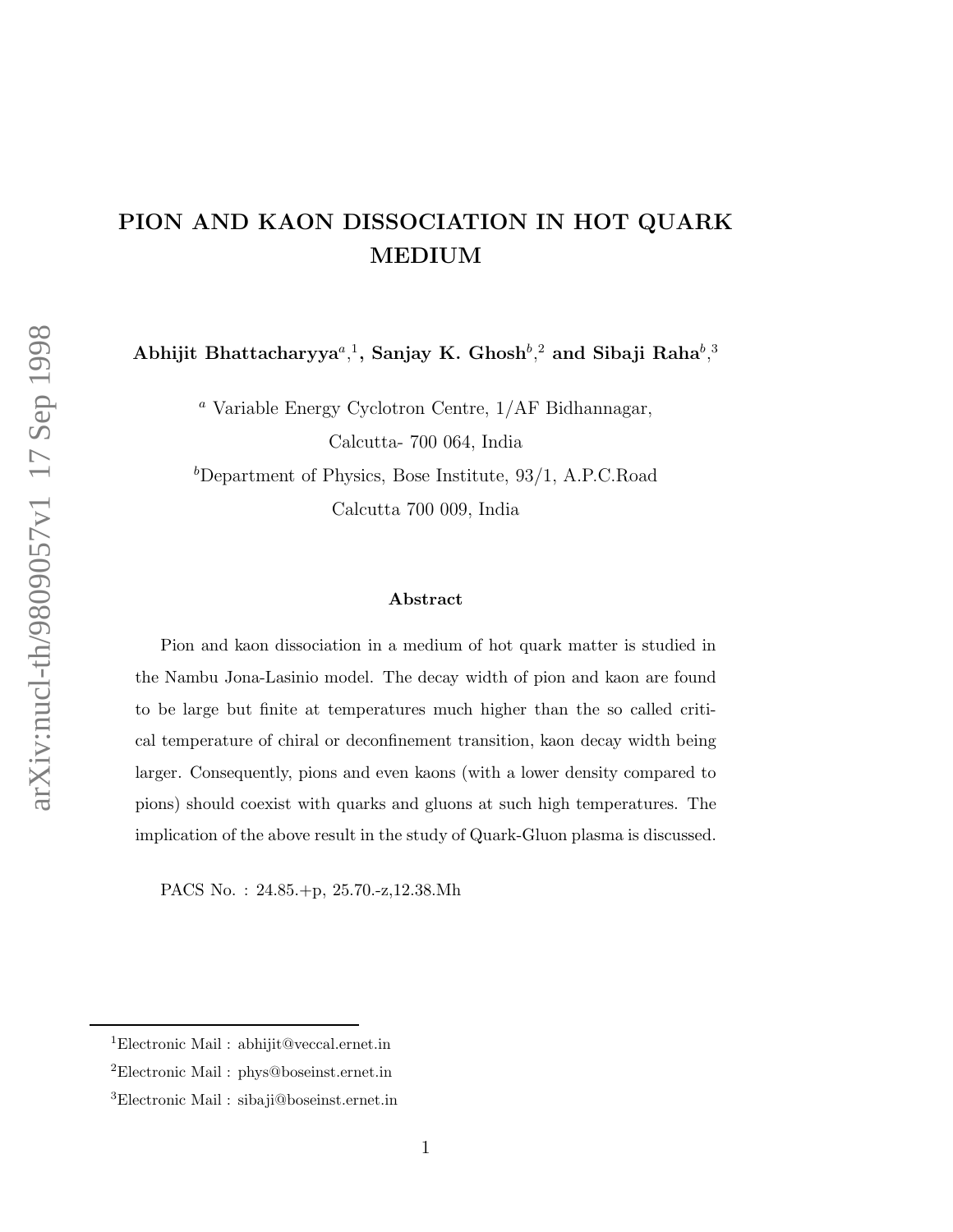# PION AND KAON DISSOCIATION IN HOT QUARK MEDIUM

**Abhijit Bhattacharyya**[a],[1], **Sanjay K. Ghosh**[b],[2] **and Sibaji Raha**[b],[3]

[a] Variable Energy Cyclotron Centre, 1/AF Bidhannagar,
Calcutta- 700 064, India

[b]Department of Physics, Bose Institute, 93/1, A.P.C.Road
Calcutta 700 009, India

### Abstract

Pion and kaon dissociation in a medium of hot quark matter is studied in the Nambu Jona-Lasinio model. The decay width of pion and kaon are found to be large but finite at temperatures much higher than the so called critical temperature of chiral or deconfinement transition, kaon decay width being larger. Consequently, pions and even kaons (with a lower density compared to pions) should coexist with quarks and gluons at such high temperatures. The implication of the above result in the study of Quark-Gluon plasma is discussed.

PACS No. : 24.85.+p, 25.70.-z,12.38.Mh

---

[1]Electronic Mail : abhijit@veccal.ernet.in

[2]Electronic Mail : phys@boseinst.ernet.in

[3]Electronic Mail : sibaji@boseinst.ernet.in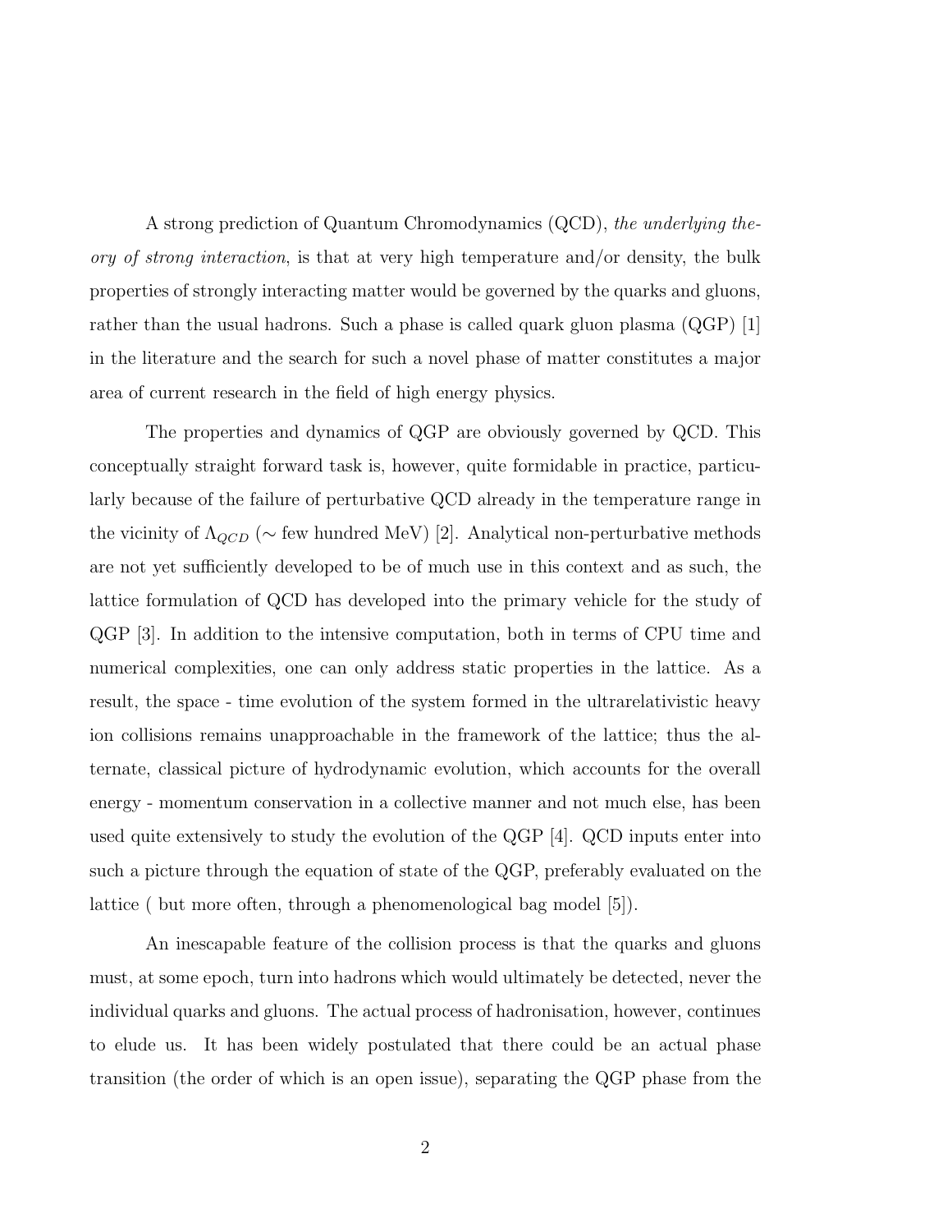A strong prediction of Quantum Chromodynamics (QCD), *the underlying theory of strong interaction*, is that at very high temperature and/or density, the bulk properties of strongly interacting matter would be governed by the quarks and gluons, rather than the usual hadrons. Such a phase is called quark gluon plasma (QGP) [1] in the literature and the search for such a novel phase of matter constitutes a major area of current research in the field of high energy physics.

The properties and dynamics of QGP are obviously governed by QCD. This conceptually straight forward task is, however, quite formidable in practice, particularly because of the failure of perturbative QCD already in the temperature range in the vicinity of $\Lambda_{QCD}$ ($\sim$ few hundred MeV) [2]. Analytical non-perturbative methods are not yet sufficiently developed to be of much use in this context and as such, the lattice formulation of QCD has developed into the primary vehicle for the study of QGP [3]. In addition to the intensive computation, both in terms of CPU time and numerical complexities, one can only address static properties in the lattice. As a result, the space - time evolution of the system formed in the ultrarelativistic heavy ion collisions remains unapproachable in the framework of the lattice; thus the alternate, classical picture of hydrodynamic evolution, which accounts for the overall energy - momentum conservation in a collective manner and not much else, has been used quite extensively to study the evolution of the QGP [4]. QCD inputs enter into such a picture through the equation of state of the QGP, preferably evaluated on the lattice ( but more often, through a phenomenological bag model [5]).

An inescapable feature of the collision process is that the quarks and gluons must, at some epoch, turn into hadrons which would ultimately be detected, never the individual quarks and gluons. The actual process of hadronisation, however, continues to elude us. It has been widely postulated that there could be an actual phase transition (the order of which is an open issue), separating the QGP phase from the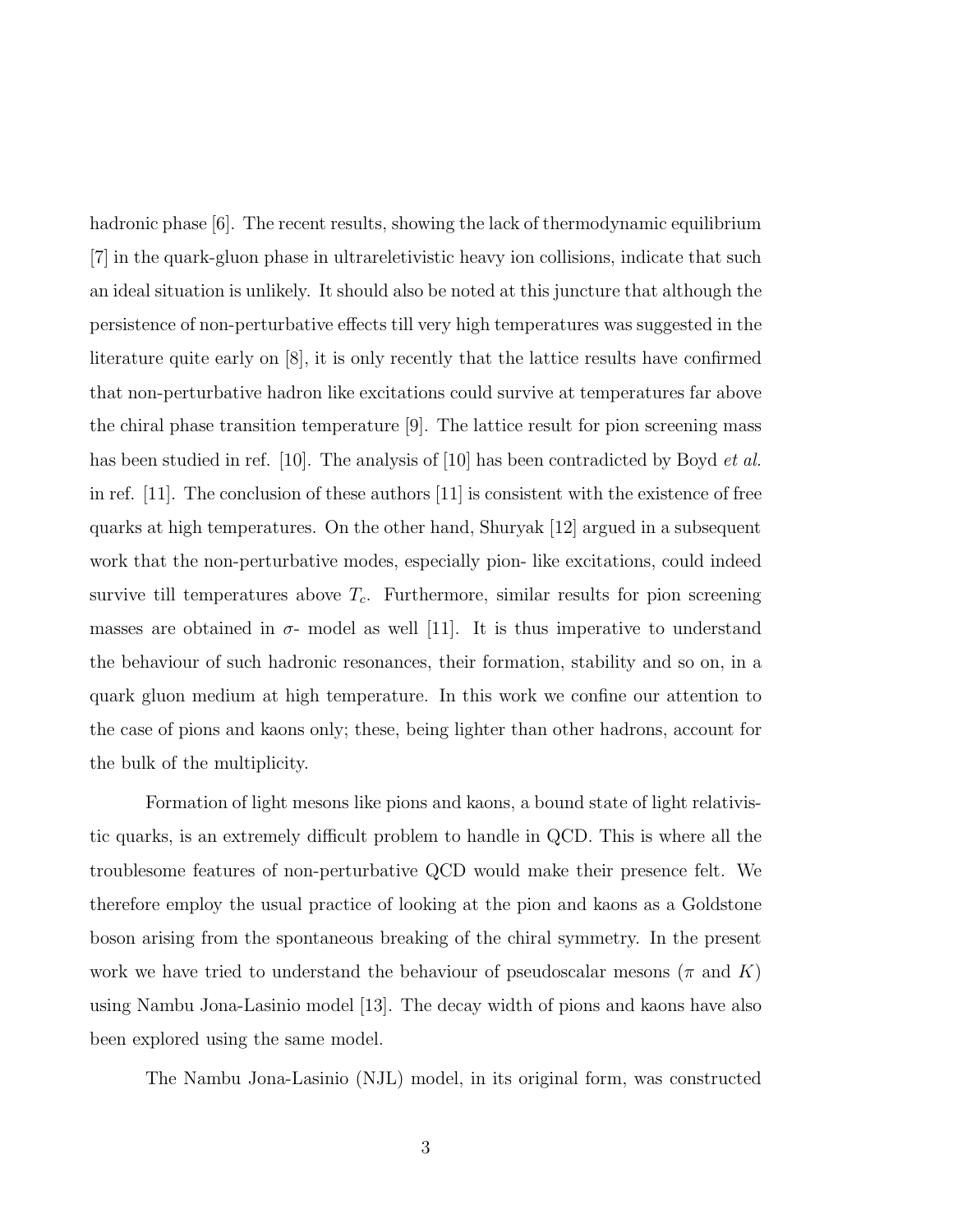hadronic phase [6]. The recent results, showing the lack of thermodynamic equilibrium [7] in the quark-gluon phase in ultrareletivistic heavy ion collisions, indicate that such an ideal situation is unlikely. It should also be noted at this juncture that although the persistence of non-perturbative effects till very high temperatures was suggested in the literature quite early on [8], it is only recently that the lattice results have confirmed that non-perturbative hadron like excitations could survive at temperatures far above the chiral phase transition temperature [9]. The lattice result for pion screening mass has been studied in ref. [10]. The analysis of [10] has been contradicted by Boyd *et al.* in ref. [11]. The conclusion of these authors [11] is consistent with the existence of free quarks at high temperatures. On the other hand, Shuryak [12] argued in a subsequent work that the non-perturbative modes, especially pion- like excitations, could indeed survive till temperatures above $T_c$. Furthermore, similar results for pion screening masses are obtained in $\sigma$- model as well [11]. It is thus imperative to understand the behaviour of such hadronic resonances, their formation, stability and so on, in a quark gluon medium at high temperature. In this work we confine our attention to the case of pions and kaons only; these, being lighter than other hadrons, account for the bulk of the multiplicity.

Formation of light mesons like pions and kaons, a bound state of light relativistic quarks, is an extremely difficult problem to handle in QCD. This is where all the troublesome features of non-perturbative QCD would make their presence felt. We therefore employ the usual practice of looking at the pion and kaons as a Goldstone boson arising from the spontaneous breaking of the chiral symmetry. In the present work we have tried to understand the behaviour of pseudoscalar mesons ($\pi$ and $K$) using Nambu Jona-Lasinio model [13]. The decay width of pions and kaons have also been explored using the same model.

The Nambu Jona-Lasinio (NJL) model, in its original form, was constructed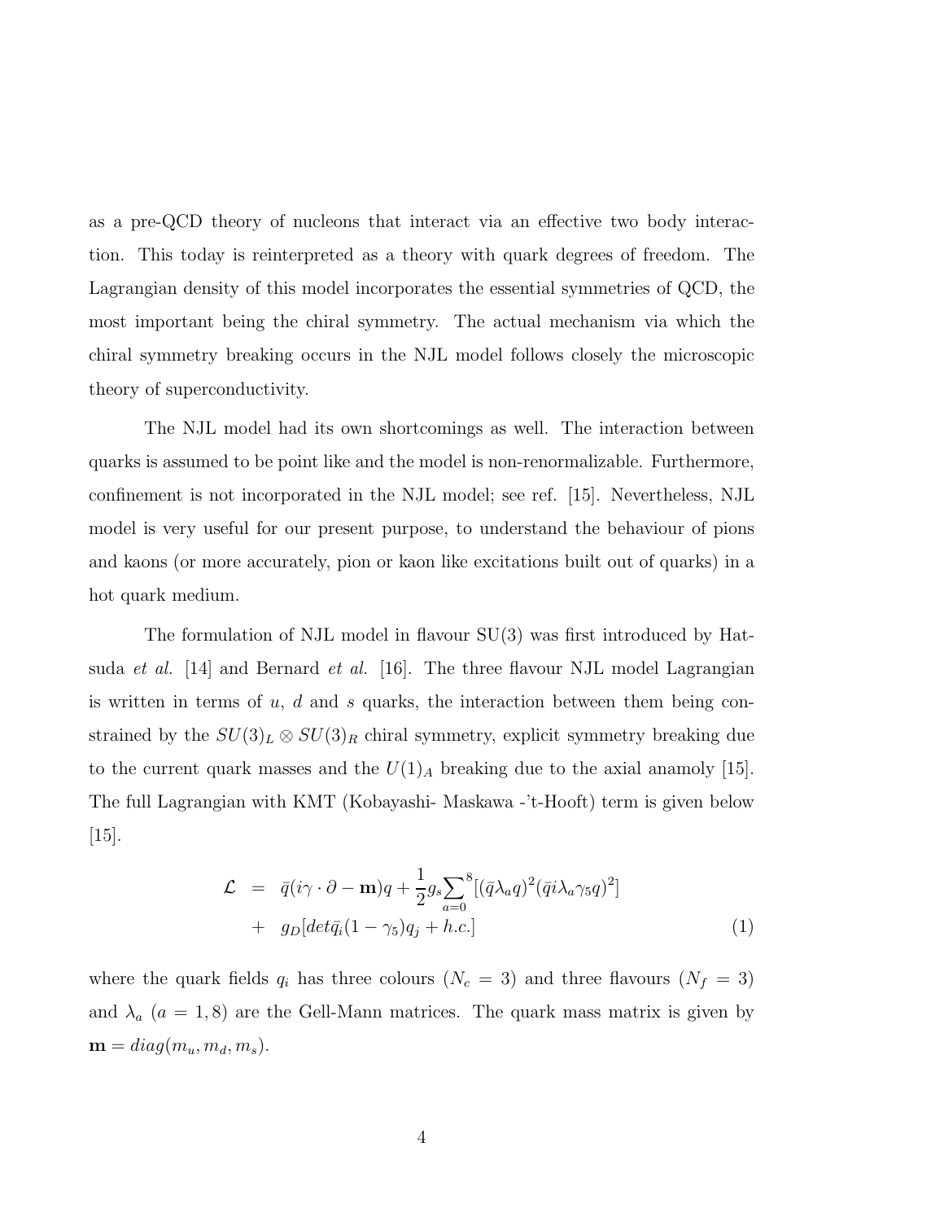as a pre-QCD theory of nucleons that interact via an effective two body interaction. This today is reinterpreted as a theory with quark degrees of freedom. The Lagrangian density of this model incorporates the essential symmetries of QCD, the most important being the chiral symmetry. The actual mechanism via which the chiral symmetry breaking occurs in the NJL model follows closely the microscopic theory of superconductivity.

The NJL model had its own shortcomings as well. The interaction between quarks is assumed to be point like and the model is non-renormalizable. Furthermore, confinement is not incorporated in the NJL model; see ref. [15]. Nevertheless, NJL model is very useful for our present purpose, to understand the behaviour of pions and kaons (or more accurately, pion or kaon like excitations built out of quarks) in a hot quark medium.

The formulation of NJL model in flavour SU(3) was first introduced by Hatsuda *et al.* [14] and Bernard *et al.* [16]. The three flavour NJL model Lagrangian is written in terms of $u$, $d$ and $s$ quarks, the interaction between them being constrained by the $SU(3)_L \otimes SU(3)_R$ chiral symmetry, explicit symmetry breaking due to the current quark masses and the $U(1)_A$ breaking due to the axial anamoly [15]. The full Lagrangian with KMT (Kobayashi- Maskawa -'t-Hooft) term is given below [15].

$$
\begin{aligned}
\mathcal{L} &= \bar{q}(i\gamma \cdot \partial - \mathbf{m})q + \frac{1}{2} g_s \sum_{a=0}^{8} [(\bar{q}\lambda_a q)^2 (\bar{q} i \lambda_a \gamma_5 q)^2] \\
&+ g_D [det \bar{q}_i (1-\gamma_5) q_j + h.c.]
\end{aligned}
\tag{1}
$$

where the quark fields $q_i$ has three colours ($N_c = 3$) and three flavours ($N_f = 3$) and $\lambda_a$ ($a = 1, 8$) are the Gell-Mann matrices. The quark mass matrix is given by $\mathbf{m} = diag(m_u, m_d, m_s)$.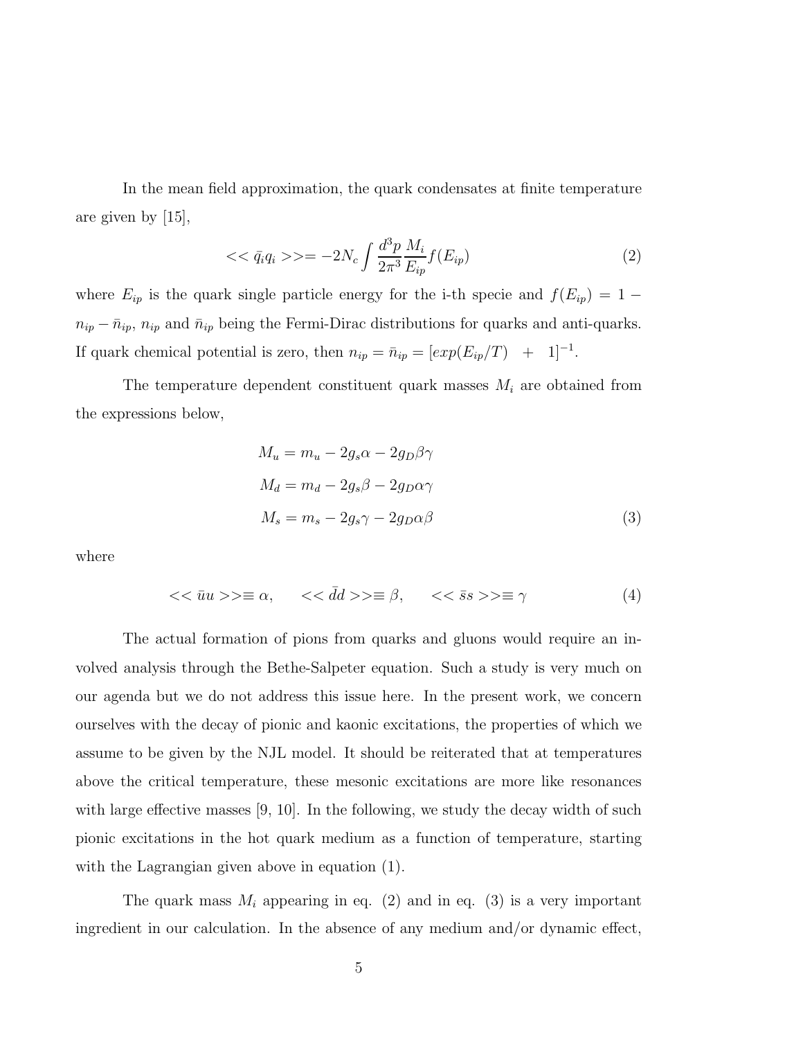In the mean field approximation, the quark condensates at finite temperature are given by [15],

$$<< \bar{q}_i q_i >>= -2N_c \int \frac{d^3p}{2\pi^3} \frac{M_i}{E_{ip}} f(E_{ip}) \tag{2}$$

where $E_{ip}$ is the quark single particle energy for the i-th specie and $f(E_{ip}) = 1 - n_{ip} - \bar{n}_{ip}$, $n_{ip}$ and $\bar{n}_{ip}$ being the Fermi-Dirac distributions for quarks and anti-quarks. If quark chemical potential is zero, then $n_{ip} = \bar{n}_{ip} = [exp(E_{ip}/T) \quad + \quad 1]^{-1}$.

The temperature dependent constituent quark masses $M_i$ are obtained from the expressions below,

$$\begin{aligned} M_u &= m_u - 2g_s\alpha - 2g_D\beta\gamma \\ M_d &= m_d - 2g_s\beta - 2g_D\alpha\gamma \\ M_s &= m_s - 2g_s\gamma - 2g_D\alpha\beta \end{aligned} \tag{3}$$

where

$$<< \bar{u}u >>\equiv \alpha, \qquad << \bar{d}d >>\equiv \beta, \qquad << \bar{s}s >>\equiv \gamma \tag{4}$$

The actual formation of pions from quarks and gluons would require an involved analysis through the Bethe-Salpeter equation. Such a study is very much on our agenda but we do not address this issue here. In the present work, we concern ourselves with the decay of pionic and kaonic excitations, the properties of which we assume to be given by the NJL model. It should be reiterated that at temperatures above the critical temperature, these mesonic excitations are more like resonances with large effective masses [9, 10]. In the following, we study the decay width of such pionic excitations in the hot quark medium as a function of temperature, starting with the Lagrangian given above in equation (1).

The quark mass $M_i$ appearing in eq. (2) and in eq. (3) is a very important ingredient in our calculation. In the absence of any medium and/or dynamic effect,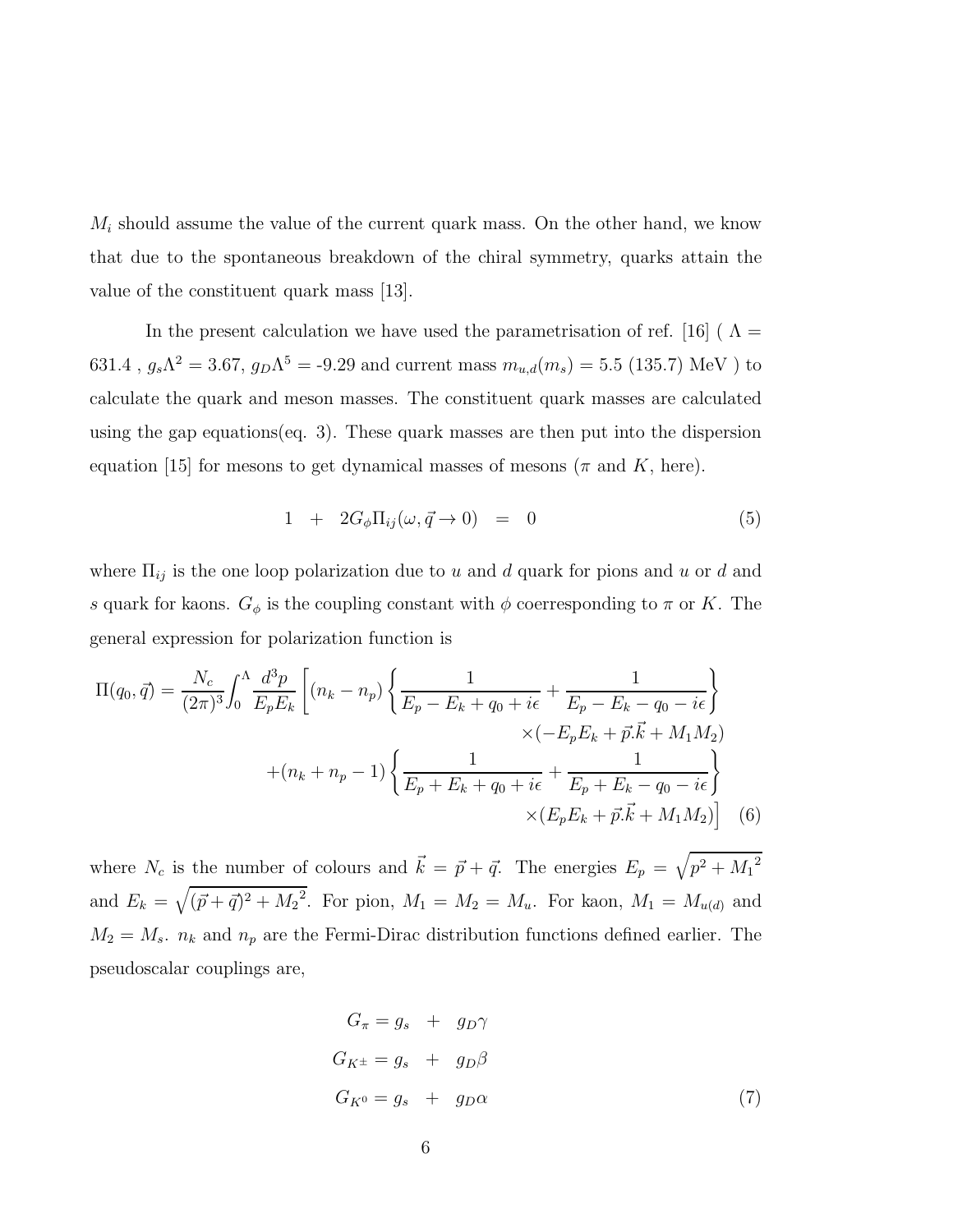$M_i$ should assume the value of the current quark mass. On the other hand, we know that due to the spontaneous breakdown of the chiral symmetry, quarks attain the value of the constituent quark mass [13].

In the present calculation we have used the parametrisation of ref. [16] ( $\Lambda$ = 631.4 , $g_s\Lambda^2 = 3.67$, $g_D\Lambda^5$ = -9.29 and current mass $m_{u,d}(m_s)$ = 5.5 (135.7) MeV ) to calculate the quark and meson masses. The constituent quark masses are calculated using the gap equations(eq. 3). These quark masses are then put into the dispersion equation [15] for mesons to get dynamical masses of mesons ($\pi$ and $K$, here).

$$1 \quad + \quad 2G_\phi \Pi_{ij}(\omega, \vec{q} \to 0) \quad = \quad 0 \tag{5}$$

where $\Pi_{ij}$ is the one loop polarization due to $u$ and $d$ quark for pions and $u$ or $d$ and $s$ quark for kaons. $G_\phi$ is the coupling constant with $\phi$ coerresponding to $\pi$ or $K$. The general expression for polarization function is

$$\begin{aligned}
\Pi(q_0, \vec{q}) = \frac{N_c}{(2\pi)^3} \int_0^\Lambda \frac{d^3p}{E_p E_k} \Bigg[ (n_k - n_p) \left\{ \frac{1}{E_p - E_k + q_0 + i\epsilon} + \frac{1}{E_p - E_k - q_0 - i\epsilon} \right\} \\
\times (-E_p E_k + \vec{p}.\vec{k} + M_1 M_2) \\
+ (n_k + n_p - 1) \left\{ \frac{1}{E_p + E_k + q_0 + i\epsilon} + \frac{1}{E_p + E_k - q_0 - i\epsilon} \right\} \\
\times (E_p E_k + \vec{p}.\vec{k} + M_1 M_2) \Bigg]
\end{aligned} \tag{6}$$

where $N_c$ is the number of colours and $\vec{k} = \vec{p} + \vec{q}$. The energies $E_p = \sqrt{p^2 + {M_1}^2}$ and $E_k = \sqrt{(\vec{p} + \vec{q})^2 + {M_2}^2}$. For pion, $M_1 = M_2 = M_u$. For kaon, $M_1 = M_{u(d)}$ and $M_2 = M_s$. $n_k$ and $n_p$ are the Fermi-Dirac distribution functions defined earlier. The pseudoscalar couplings are,

$$\begin{aligned}
G_\pi &= g_s \quad + \quad g_D \gamma \\
G_{K^\pm} &= g_s \quad + \quad g_D \beta \\
G_{K^0} &= g_s \quad + \quad g_D \alpha
\end{aligned} \tag{7}$$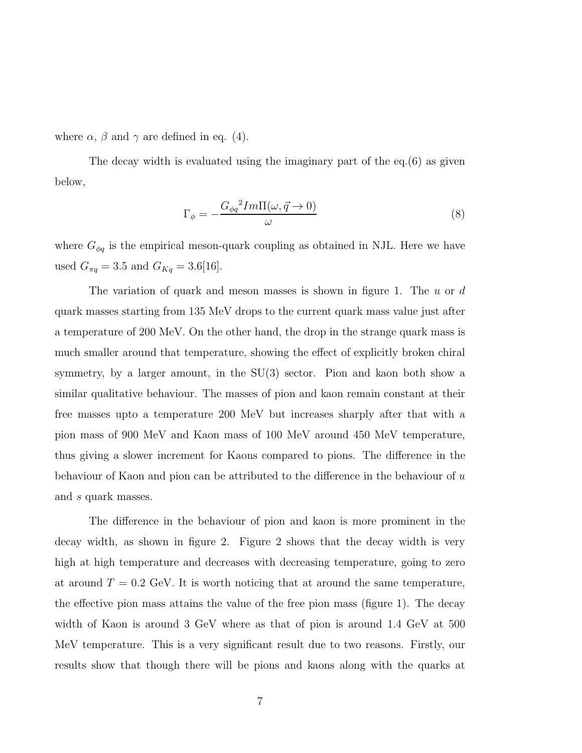where $\alpha$, $\beta$ and $\gamma$ are defined in eq. (4).

The decay width is evaluated using the imaginary part of the eq.(6) as given below,

$$\Gamma_\phi = -\frac{{G_{\phi q}}^2 Im\Pi(\omega, \vec{q} \to 0)}{\omega} \tag{8}$$

where $G_{\phi q}$ is the empirical meson-quark coupling as obtained in NJL. Here we have used $G_{\pi q} = 3.5$ and $G_{Kq} = 3.6$[16].

The variation of quark and meson masses is shown in figure 1. The $u$ or $d$ quark masses starting from 135 MeV drops to the current quark mass value just after a temperature of 200 MeV. On the other hand, the drop in the strange quark mass is much smaller around that temperature, showing the effect of explicitly broken chiral symmetry, by a larger amount, in the SU(3) sector. Pion and kaon both show a similar qualitative behaviour. The masses of pion and kaon remain constant at their free masses upto a temperature 200 MeV but increases sharply after that with a pion mass of 900 MeV and Kaon mass of 100 MeV around 450 MeV temperature, thus giving a slower increment for Kaons compared to pions. The difference in the behaviour of Kaon and pion can be attributed to the difference in the behaviour of $u$ and $s$ quark masses.

The difference in the behaviour of pion and kaon is more prominent in the decay width, as shown in figure 2. Figure 2 shows that the decay width is very high at high temperature and decreases with decreasing temperature, going to zero at around $T = 0.2$ GeV. It is worth noticing that at around the same temperature, the effective pion mass attains the value of the free pion mass (figure 1). The decay width of Kaon is around 3 GeV where as that of pion is around 1.4 GeV at 500 MeV temperature. This is a very significant result due to two reasons. Firstly, our results show that though there will be pions and kaons along with the quarks at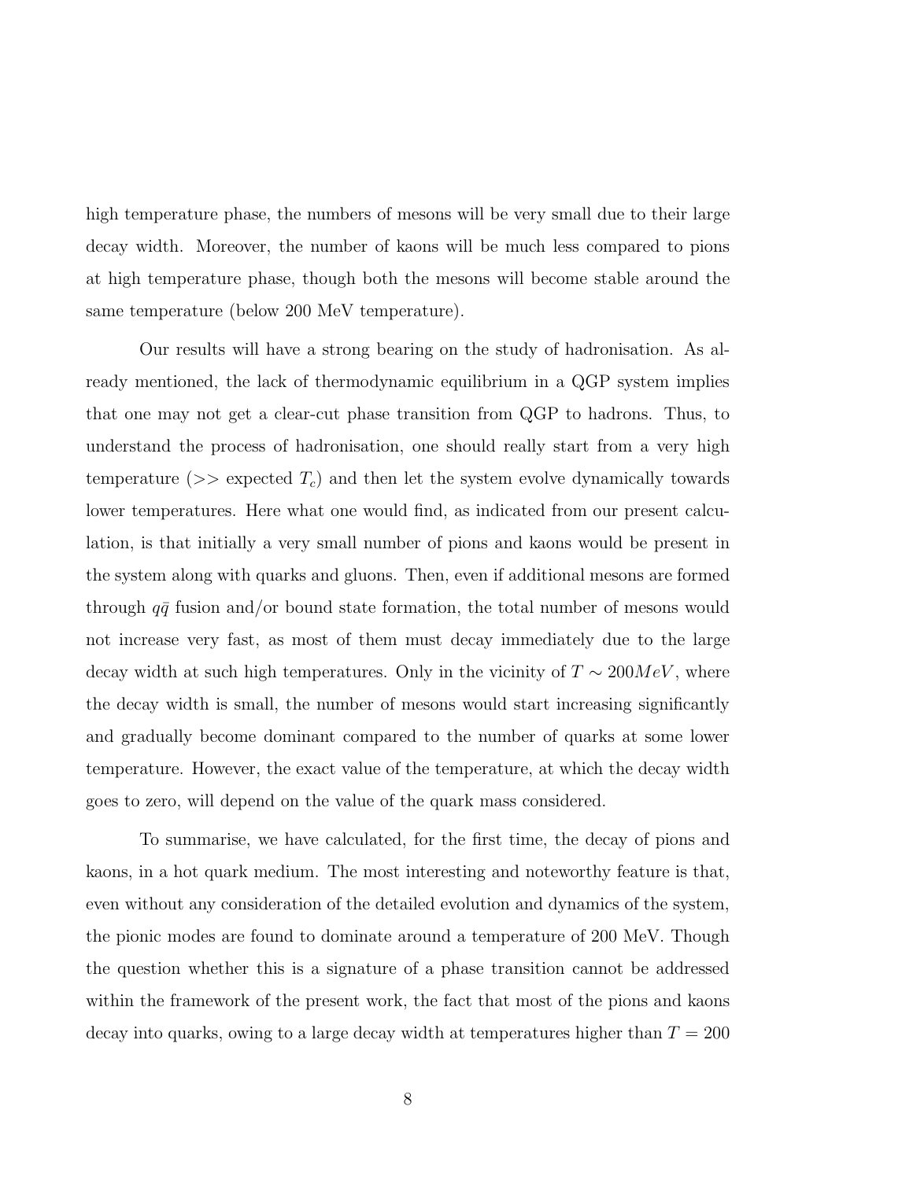high temperature phase, the numbers of mesons will be very small due to their large decay width. Moreover, the number of kaons will be much less compared to pions at high temperature phase, though both the mesons will become stable around the same temperature (below 200 MeV temperature).

Our results will have a strong bearing on the study of hadronisation. As already mentioned, the lack of thermodynamic equilibrium in a QGP system implies that one may not get a clear-cut phase transition from QGP to hadrons. Thus, to understand the process of hadronisation, one should really start from a very high temperature ($>>$ expected $T_c$) and then let the system evolve dynamically towards lower temperatures. Here what one would find, as indicated from our present calculation, is that initially a very small number of pions and kaons would be present in the system along with quarks and gluons. Then, even if additional mesons are formed through $q\bar{q}$ fusion and/or bound state formation, the total number of mesons would not increase very fast, as most of them must decay immediately due to the large decay width at such high temperatures. Only in the vicinity of $T \sim 200 MeV$, where the decay width is small, the number of mesons would start increasing significantly and gradually become dominant compared to the number of quarks at some lower temperature. However, the exact value of the temperature, at which the decay width goes to zero, will depend on the value of the quark mass considered.

To summarise, we have calculated, for the first time, the decay of pions and kaons, in a hot quark medium. The most interesting and noteworthy feature is that, even without any consideration of the detailed evolution and dynamics of the system, the pionic modes are found to dominate around a temperature of 200 MeV. Though the question whether this is a signature of a phase transition cannot be addressed within the framework of the present work, the fact that most of the pions and kaons decay into quarks, owing to a large decay width at temperatures higher than $T = 200$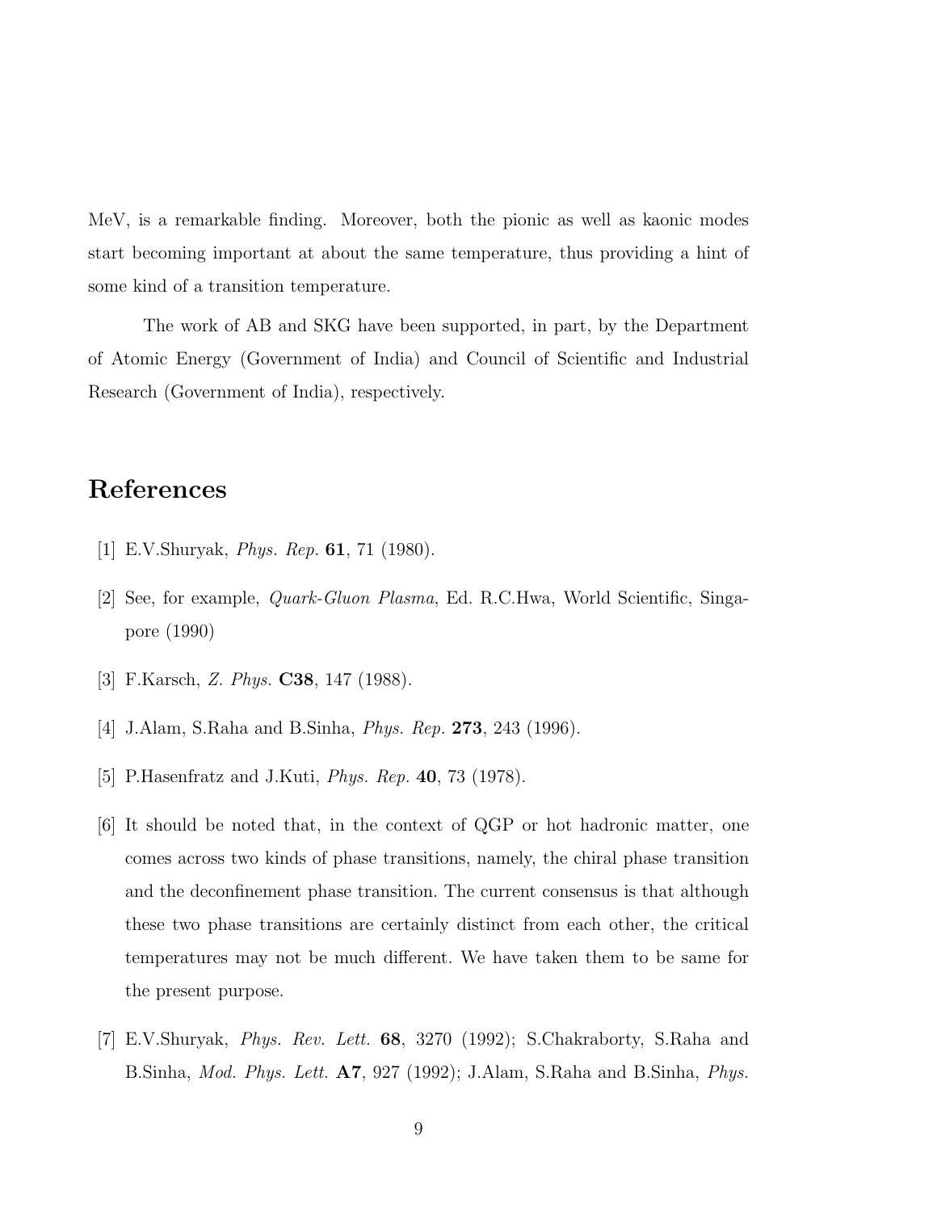MeV, is a remarkable finding. Moreover, both the pionic as well as kaonic modes start becoming important at about the same temperature, thus providing a hint of some kind of a transition temperature.

The work of AB and SKG have been supported, in part, by the Department of Atomic Energy (Government of India) and Council of Scientific and Industrial Research (Government of India), respectively.

# References

[1] E.V.Shuryak, *Phys. Rep.* **61**, 71 (1980).

[2] See, for example, *Quark-Gluon Plasma*, Ed. R.C.Hwa, World Scientific, Singapore (1990)

[3] F.Karsch, *Z. Phys.* **C38**, 147 (1988).

[4] J.Alam, S.Raha and B.Sinha, *Phys. Rep.* **273**, 243 (1996).

[5] P.Hasenfratz and J.Kuti, *Phys. Rep.* **40**, 73 (1978).

[6] It should be noted that, in the context of QGP or hot hadronic matter, one comes across two kinds of phase transitions, namely, the chiral phase transition and the deconfinement phase transition. The current consensus is that although these two phase transitions are certainly distinct from each other, the critical temperatures may not be much different. We have taken them to be same for the present purpose.

[7] E.V.Shuryak, *Phys. Rev. Lett.* **68**, 3270 (1992); S.Chakraborty, S.Raha and B.Sinha, *Mod. Phys. Lett.* **A7**, 927 (1992); J.Alam, S.Raha and B.Sinha, *Phys.*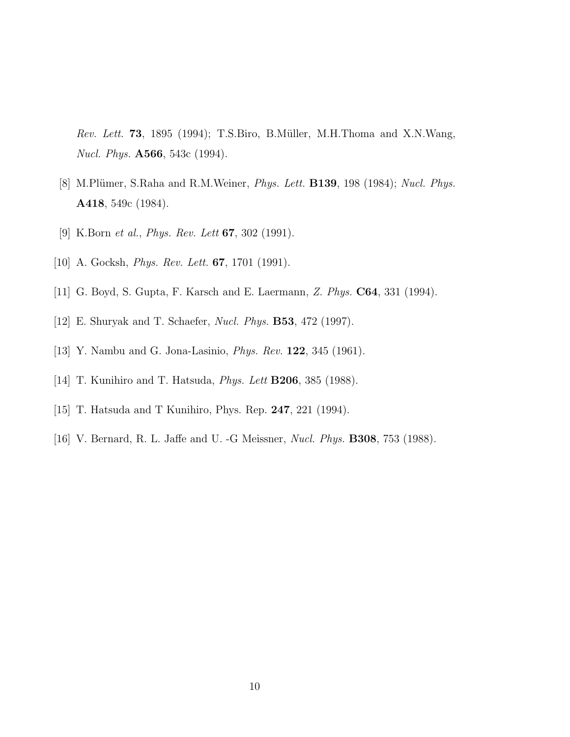*Rev. Lett.* **73**, 1895 (1994); T.S.Biro, B.Müller, M.H.Thoma and X.N.Wang, *Nucl. Phys.* **A566**, 543c (1994).

[8] M.Plümer, S.Raha and R.M.Weiner, *Phys. Lett.* **B139**, 198 (1984); *Nucl. Phys.* **A418**, 549c (1984).

[9] K.Born *et al.*, *Phys. Rev. Lett* **67**, 302 (1991).

[10] A. Gocksh, *Phys. Rev. Lett.* **67**, 1701 (1991).

[11] G. Boyd, S. Gupta, F. Karsch and E. Laermann, *Z. Phys.* **C64**, 331 (1994).

[12] E. Shuryak and T. Schaefer, *Nucl. Phys.* **B53**, 472 (1997).

[13] Y. Nambu and G. Jona-Lasinio, *Phys. Rev.* **122**, 345 (1961).

[14] T. Kunihiro and T. Hatsuda, *Phys. Lett* **B206**, 385 (1988).

[15] T. Hatsuda and T Kunihiro, Phys. Rep. **247**, 221 (1994).

[16] V. Bernard, R. L. Jaffe and U. -G Meissner, *Nucl. Phys.* **B308**, 753 (1988).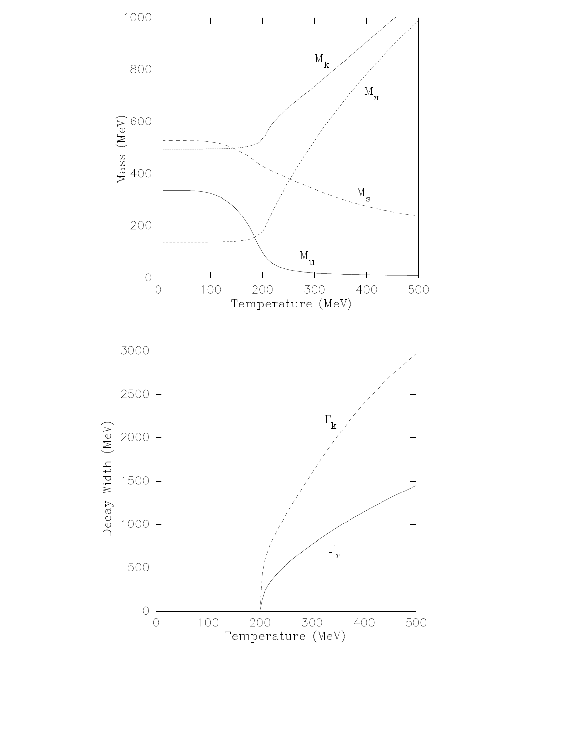Mass (MeV)

1000
800
600
400
200
0

0 100 200 300 400 500

Temperature (MeV)

$M_k$

$M_\pi$

$M_s$

$M_u$

Decay Width (MeV)

3000
2500
2000
1500
1000
500
0

0 100 200 300 400 500

Temperature (MeV)

$\Gamma_k$

$\Gamma_\pi$